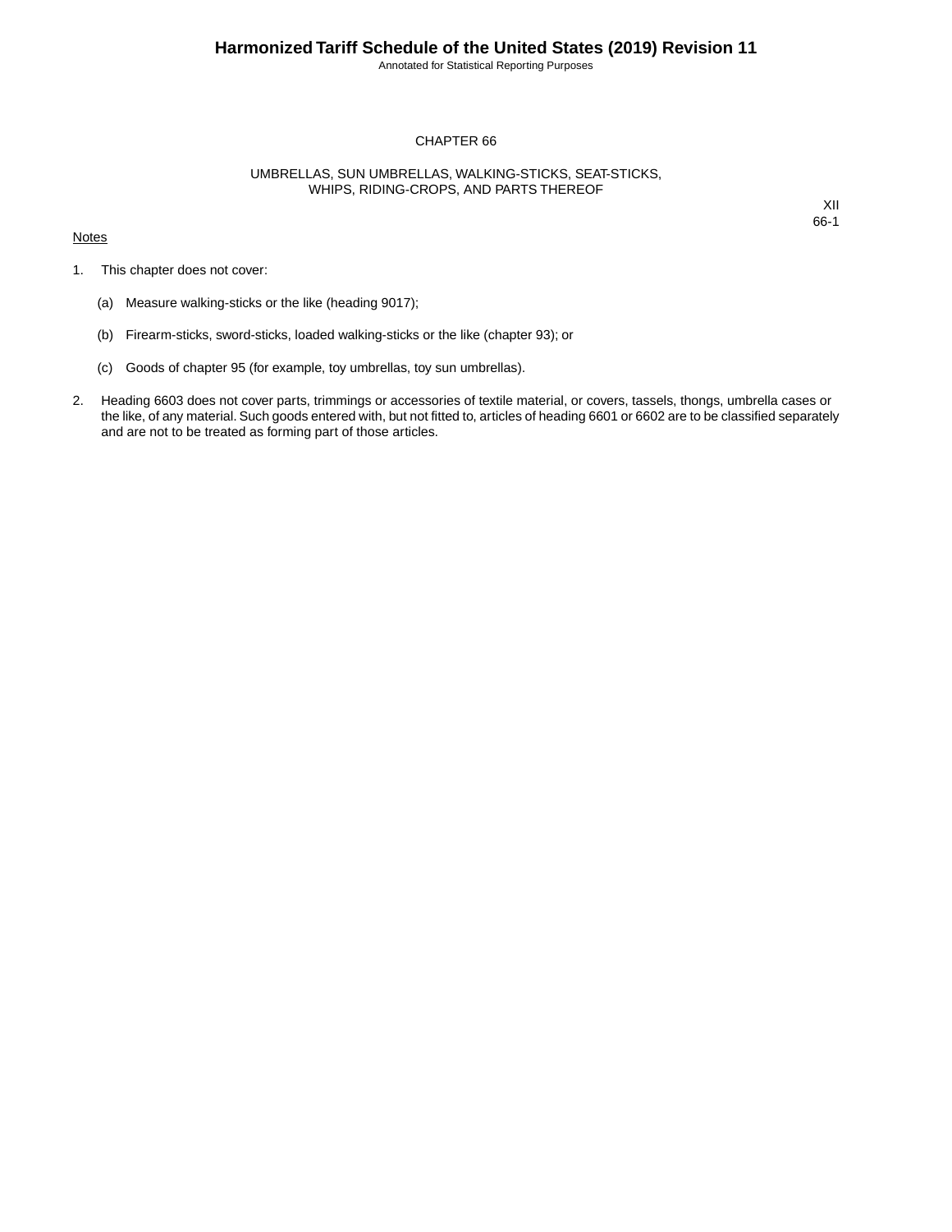# CHAPTER 66

## UMBRELLAS, SUN UMBRELLAS, WALKING-STICKS, SEAT-STICKS, WHIPS, RIDING-CROPS, AND PARTS THEREOF

XII
66-1

Notes

1. This chapter does not cover:

   (a) Measure walking-sticks or the like (heading 9017);

   (b) Firearm-sticks, sword-sticks, loaded walking-sticks or the like (chapter 93); or

   (c) Goods of chapter 95 (for example, toy umbrellas, toy sun umbrellas).

2. Heading 6603 does not cover parts, trimmings or accessories of textile material, or covers, tassels, thongs, umbrella cases or the like, of any material. Such goods entered with, but not fitted to, articles of heading 6601 or 6602 are to be classified separately and are not to be treated as forming part of those articles.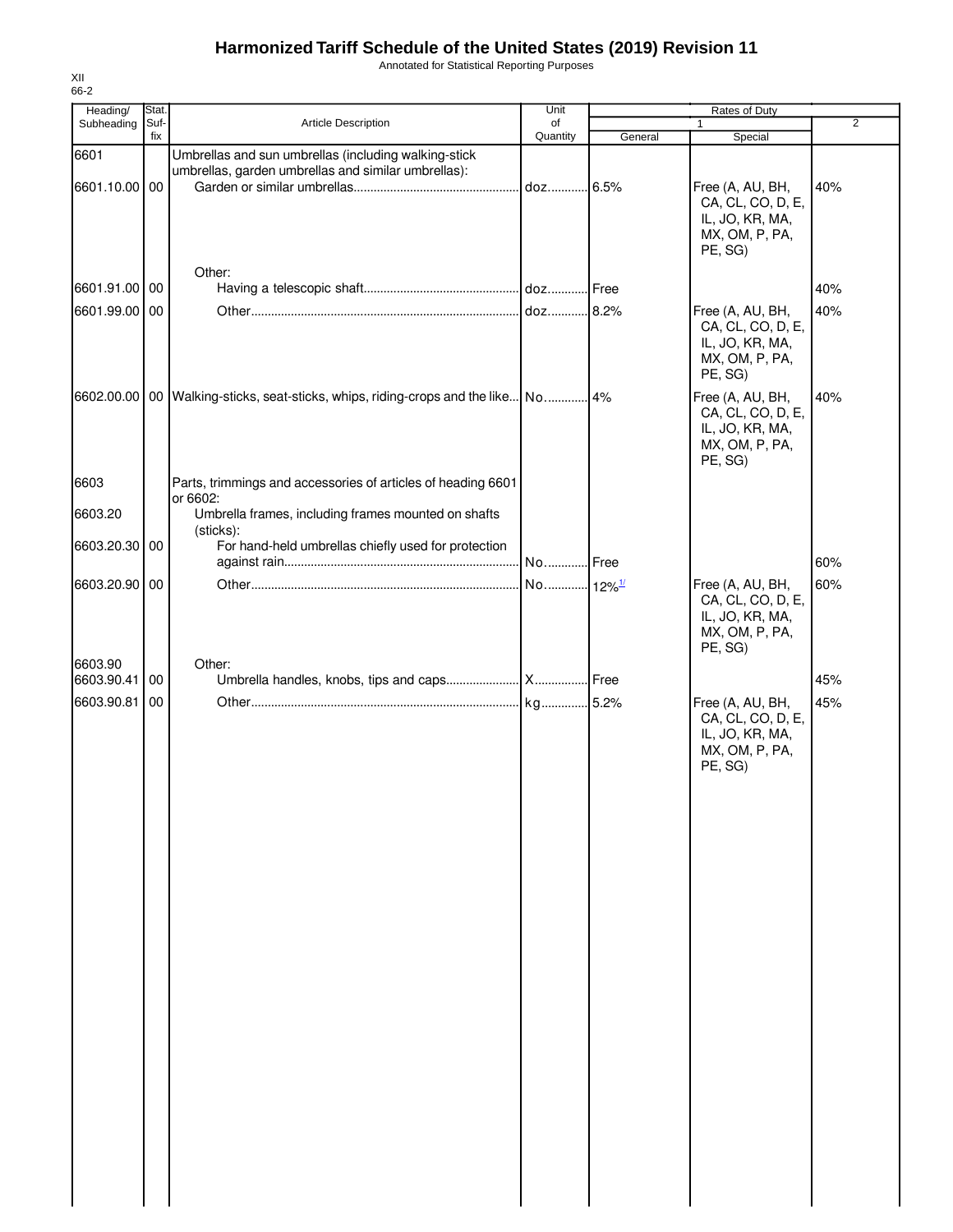# Harmonized Tariff Schedule of the United States (2019) Revision 11

Annotated for Statistical Reporting Purposes

XII
66-2

| Heading/ Subheading | Stat. Suf- fix | Article Description | Unit of Quantity | Rates of Duty 1 General | Special | 2 |
|---|---|---|---|---|---|---|
| 6601 | | Umbrellas and sun umbrellas (including walking-stick umbrellas, garden umbrellas and similar umbrellas): | | | | |
| 6601.10.00 | 00 | Garden or similar umbrellas | doz | 6.5% | Free (A, AU, BH, CA, CL, CO, D, E, IL, JO, KR, MA, MX, OM, P, PA, PE, SG) | 40% |
| | | Other: | | | | |
| 6601.91.00 | 00 | Having a telescopic shaft | doz | Free | | 40% |
| 6601.99.00 | 00 | Other | doz | 8.2% | Free (A, AU, BH, CA, CL, CO, D, E, IL, JO, KR, MA, MX, OM, P, PA, PE, SG) | 40% |
| 6602.00.00 | 00 | Walking-sticks, seat-sticks, whips, riding-crops and the like | No | 4% | Free (A, AU, BH, CA, CL, CO, D, E, IL, JO, KR, MA, MX, OM, P, PA, PE, SG) | 40% |
| 6603 | | Parts, trimmings and accessories of articles of heading 6601 or 6602: | | | | |
| 6603.20 | | Umbrella frames, including frames mounted on shafts (sticks): | | | | |
| 6603.20.30 | 00 | For hand-held umbrellas chiefly used for protection against rain | No | Free | | 60% |
| 6603.20.90 | 00 | Other | No | 12%[1/] | Free (A, AU, BH, CA, CL, CO, D, E, IL, JO, KR, MA, MX, OM, P, PA, PE, SG) | 60% |
| 6603.90 | | Other: | | | | |
| 6603.90.41 | 00 | Umbrella handles, knobs, tips and caps | X | Free | | 45% |
| 6603.90.81 | 00 | Other | kg | 5.2% | Free (A, AU, BH, CA, CL, CO, D, E, IL, JO, KR, MA, MX, OM, P, PA, PE, SG) | 45% |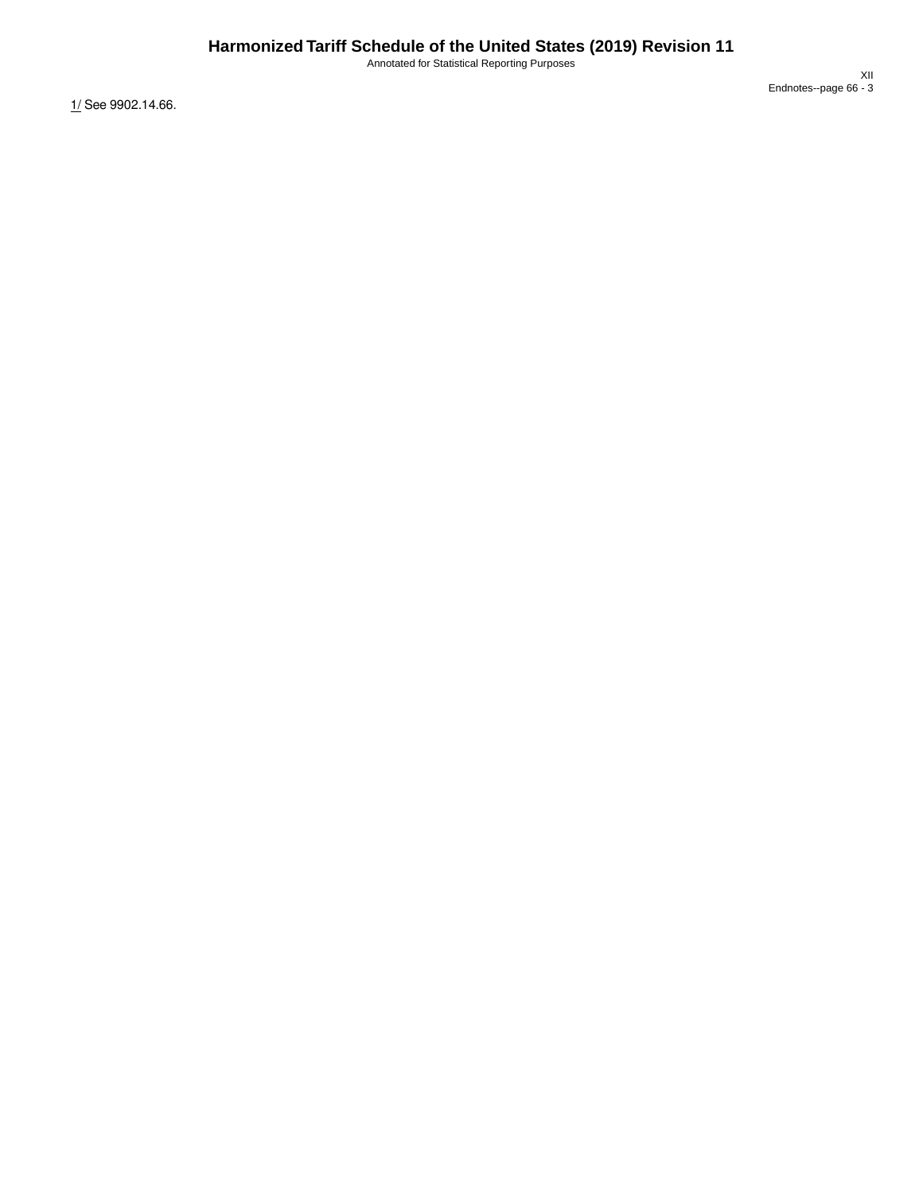1/ See 9902.14.66.